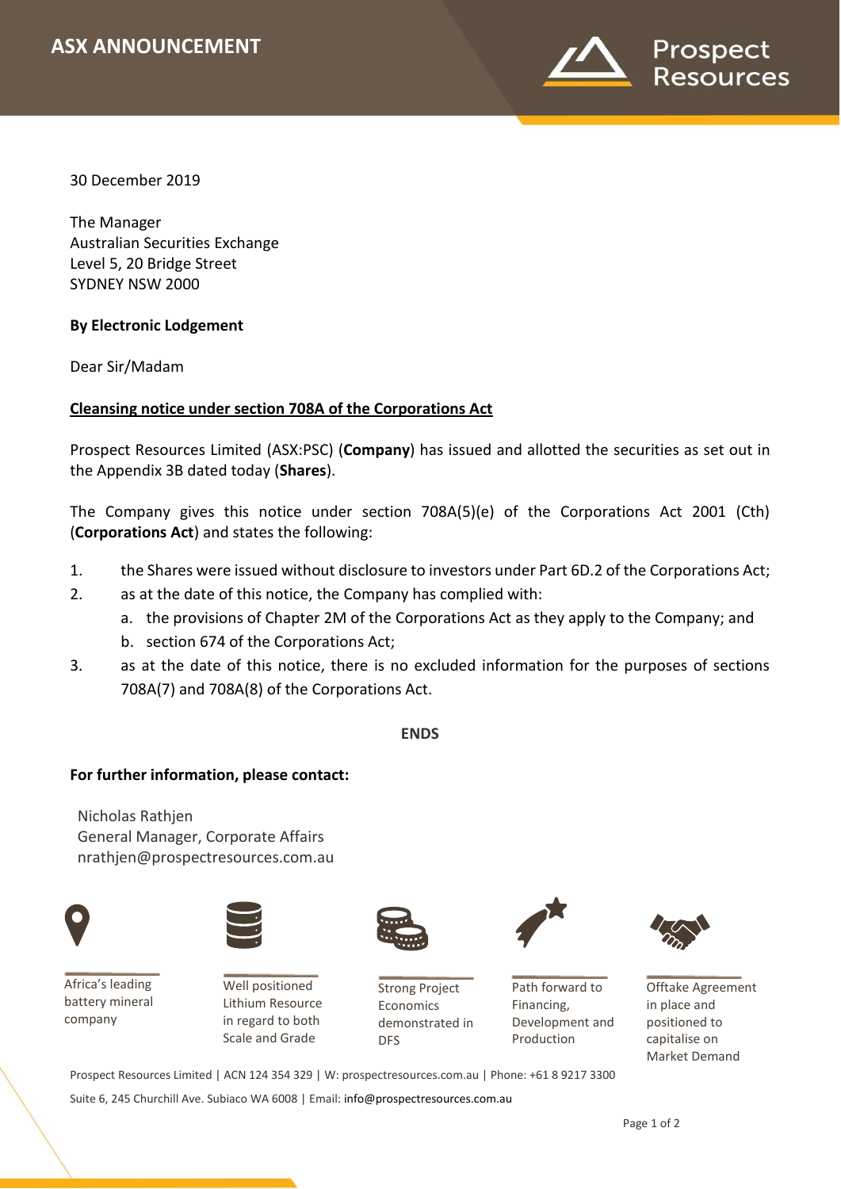**ASX ANNOUNCEMENT**

30 December 2019

The Manager
Australian Securities Exchange
Level 5, 20 Bridge Street
SYDNEY NSW 2000

**By Electronic Lodgement**

Dear Sir/Madam

**Cleansing notice under section 708A of the Corporations Act**

Prospect Resources Limited (ASX:PSC) (**Company**) has issued and allotted the securities as set out in the Appendix 3B dated today (**Shares**).

The Company gives this notice under section 708A(5)(e) of the Corporations Act 2001 (Cth) (**Corporations Act**) and states the following:

1. the Shares were issued without disclosure to investors under Part 6D.2 of the Corporations Act;
2. as at the date of this notice, the Company has complied with:
   a. the provisions of Chapter 2M of the Corporations Act as they apply to the Company; and
   b. section 674 of the Corporations Act;
3. as at the date of this notice, there is no excluded information for the purposes of sections 708A(7) and 708A(8) of the Corporations Act.

**ENDS**

**For further information, please contact:**

Nicholas Rathjen
General Manager, Corporate Affairs
nrathjen@prospectresources.com.au

Africa's leading battery mineral company

Well positioned Lithium Resource in regard to both Scale and Grade

Strong Project Economics demonstrated in DFS

Path forward to Financing, Development and Production

Offtake Agreement in place and positioned to capitalise on Market Demand

Prospect Resources Limited | ACN 124 354 329 | W: prospectresources.com.au | Phone: +61 8 9217 3300
Suite 6, 245 Churchill Ave. Subiaco WA 6008 | Email: info@prospectresources.com.au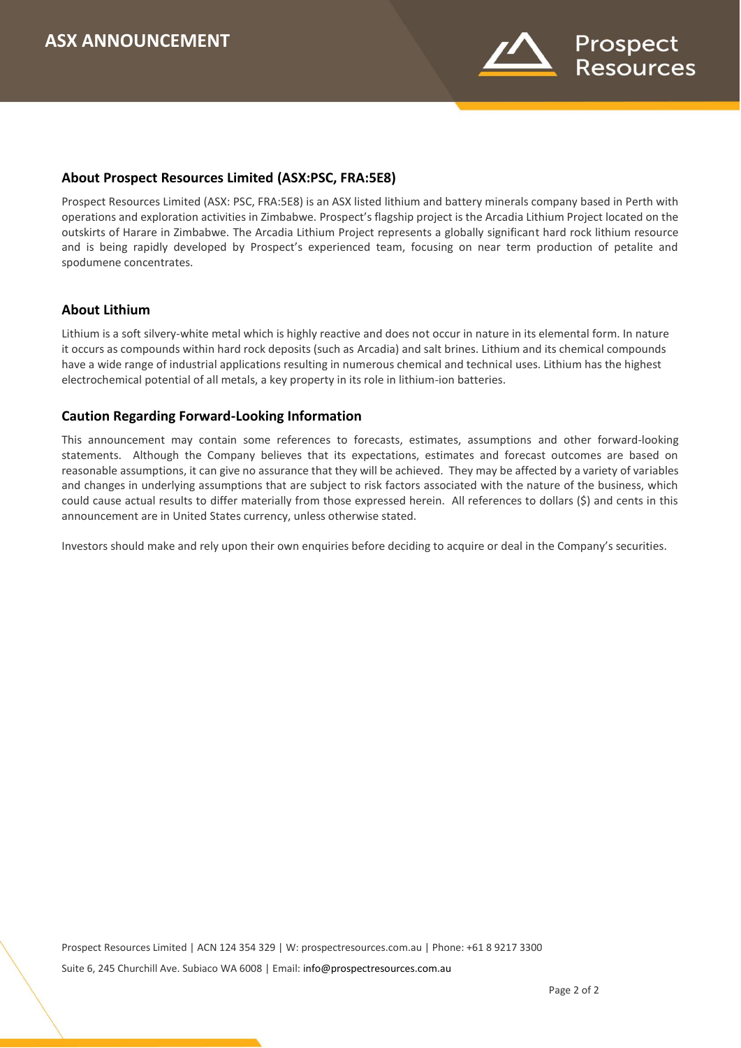## About Prospect Resources Limited (ASX:PSC, FRA:5E8)

Prospect Resources Limited (ASX: PSC, FRA:5E8) is an ASX listed lithium and battery minerals company based in Perth with operations and exploration activities in Zimbabwe. Prospect's flagship project is the Arcadia Lithium Project located on the outskirts of Harare in Zimbabwe. The Arcadia Lithium Project represents a globally significant hard rock lithium resource and is being rapidly developed by Prospect's experienced team, focusing on near term production of petalite and spodumene concentrates.

## About Lithium

Lithium is a soft silvery-white metal which is highly reactive and does not occur in nature in its elemental form. In nature it occurs as compounds within hard rock deposits (such as Arcadia) and salt brines. Lithium and its chemical compounds have a wide range of industrial applications resulting in numerous chemical and technical uses. Lithium has the highest electrochemical potential of all metals, a key property in its role in lithium-ion batteries.

## Caution Regarding Forward-Looking Information

This announcement may contain some references to forecasts, estimates, assumptions and other forward-looking statements. Although the Company believes that its expectations, estimates and forecast outcomes are based on reasonable assumptions, it can give no assurance that they will be achieved. They may be affected by a variety of variables and changes in underlying assumptions that are subject to risk factors associated with the nature of the business, which could cause actual results to differ materially from those expressed herein. All references to dollars ($) and cents in this announcement are in United States currency, unless otherwise stated.

Investors should make and rely upon their own enquiries before deciding to acquire or deal in the Company's securities.

Prospect Resources Limited | ACN 124 354 329 | W: prospectresources.com.au | Phone: +61 8 9217 3300

Suite 6, 245 Churchill Ave. Subiaco WA 6008 | Email: info@prospectresources.com.au